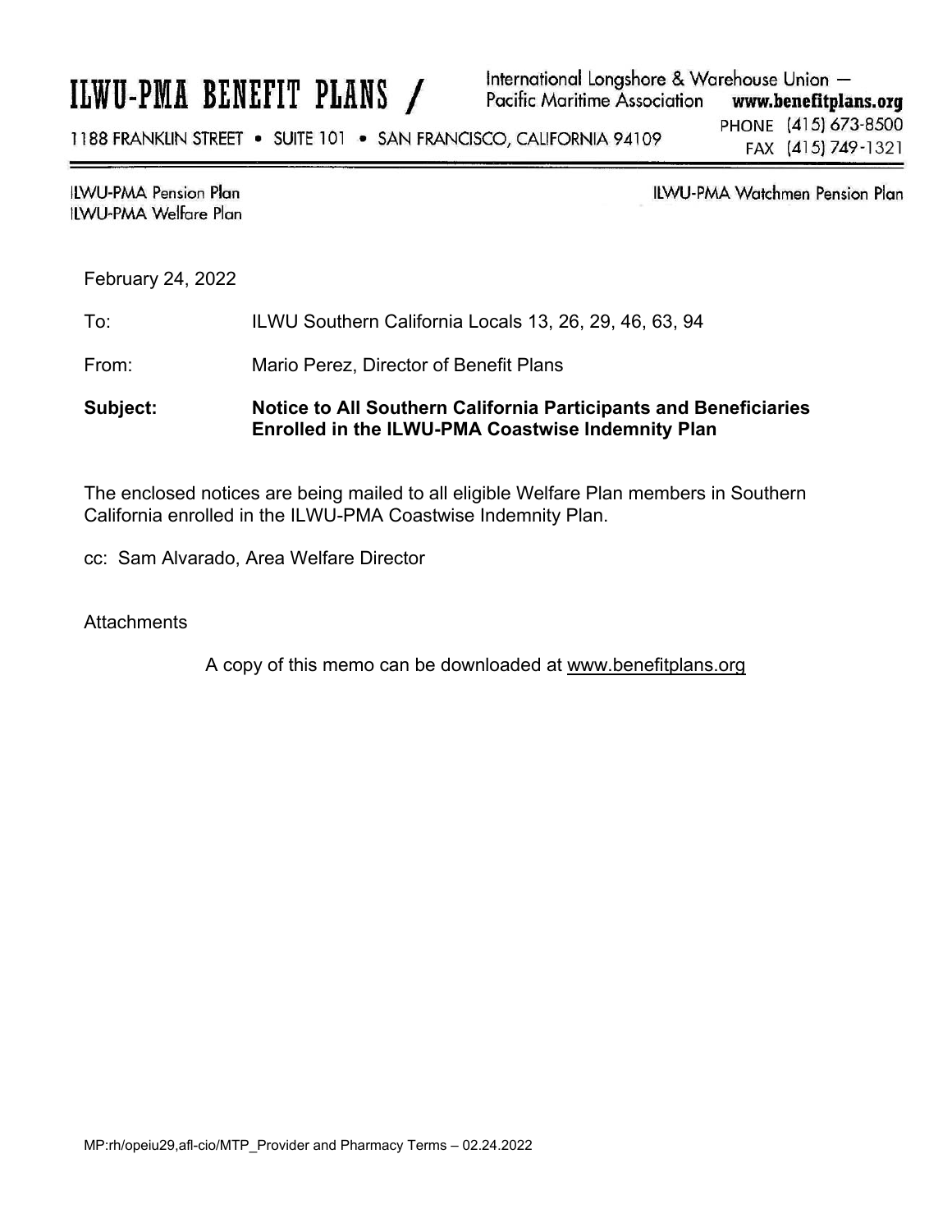# ILWU-PMA BENEFIT PLANS

International Longshore & Warehouse Union — Pacific Maritime Association **www.benefitplans.org**

1188 FRANKLIN STREET • SUITE 101 • SAN FRANCISCO, CALIFORNIA 94109

PHONE (415) 673-8500
FAX (415) 749-1321

ILWU-PMA Pension Plan
ILWU-PMA Welfare Plan

ILWU-PMA Watchmen Pension Plan

February 24, 2022

To: ILWU Southern California Locals 13, 26, 29, 46, 63, 94

From: Mario Perez, Director of Benefit Plans

**Subject: Notice to All Southern California Participants and Beneficiaries Enrolled in the ILWU-PMA Coastwise Indemnity Plan**

The enclosed notices are being mailed to all eligible Welfare Plan members in Southern California enrolled in the ILWU-PMA Coastwise Indemnity Plan.

cc: Sam Alvarado, Area Welfare Director

Attachments

A copy of this memo can be downloaded at www.benefitplans.org

MP:rh/opeiu29,afl-cio/MTP_Provider and Pharmacy Terms – 02.24.2022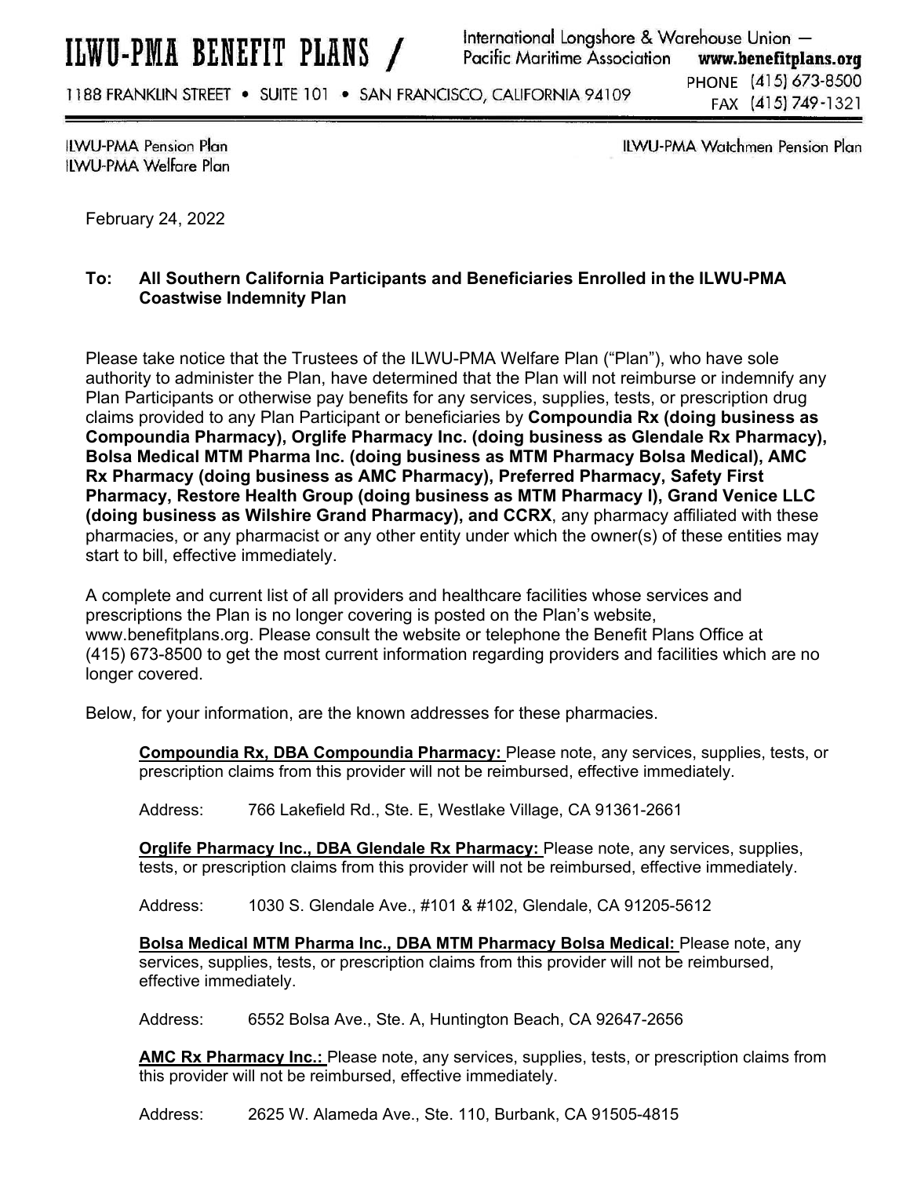# ILWU-PMA BENEFIT PLANS /

International Longshore & Warehouse Union — Pacific Maritime Association **www.benefitplans.org**

1188 FRANKLIN STREET • SUITE 101 • SAN FRANCISCO, CALIFORNIA 94109

PHONE (415) 673-8500
FAX (415) 749-1321

ILWU-PMA Pension Plan
ILWU-PMA Welfare Plan

ILWU-PMA Watchmen Pension Plan

February 24, 2022

**To: All Southern California Participants and Beneficiaries Enrolled in the ILWU-PMA Coastwise Indemnity Plan**

Please take notice that the Trustees of the ILWU-PMA Welfare Plan ("Plan"), who have sole authority to administer the Plan, have determined that the Plan will not reimburse or indemnify any Plan Participants or otherwise pay benefits for any services, supplies, tests, or prescription drug claims provided to any Plan Participant or beneficiaries by **Compoundia Rx (doing business as Compoundia Pharmacy), Orglife Pharmacy Inc. (doing business as Glendale Rx Pharmacy), Bolsa Medical MTM Pharma Inc. (doing business as MTM Pharmacy Bolsa Medical), AMC Rx Pharmacy (doing business as AMC Pharmacy), Preferred Pharmacy, Safety First Pharmacy, Restore Health Group (doing business as MTM Pharmacy I), Grand Venice LLC (doing business as Wilshire Grand Pharmacy), and CCRX**, any pharmacy affiliated with these pharmacies, or any pharmacist or any other entity under which the owner(s) of these entities may start to bill, effective immediately.

A complete and current list of all providers and healthcare facilities whose services and prescriptions the Plan is no longer covering is posted on the Plan's website, www.benefitplans.org. Please consult the website or telephone the Benefit Plans Office at (415) 673-8500 to get the most current information regarding providers and facilities which are no longer covered.

Below, for your information, are the known addresses for these pharmacies.

**Compoundia Rx, DBA Compoundia Pharmacy:** Please note, any services, supplies, tests, or prescription claims from this provider will not be reimbursed, effective immediately.

Address: 766 Lakefield Rd., Ste. E, Westlake Village, CA 91361-2661

**Orglife Pharmacy Inc., DBA Glendale Rx Pharmacy:** Please note, any services, supplies, tests, or prescription claims from this provider will not be reimbursed, effective immediately.

Address: 1030 S. Glendale Ave., #101 & #102, Glendale, CA 91205-5612

**Bolsa Medical MTM Pharma Inc., DBA MTM Pharmacy Bolsa Medical:** Please note, any services, supplies, tests, or prescription claims from this provider will not be reimbursed, effective immediately.

Address: 6552 Bolsa Ave., Ste. A, Huntington Beach, CA 92647-2656

**AMC Rx Pharmacy Inc.:** Please note, any services, supplies, tests, or prescription claims from this provider will not be reimbursed, effective immediately.

Address: 2625 W. Alameda Ave., Ste. 110, Burbank, CA 91505-4815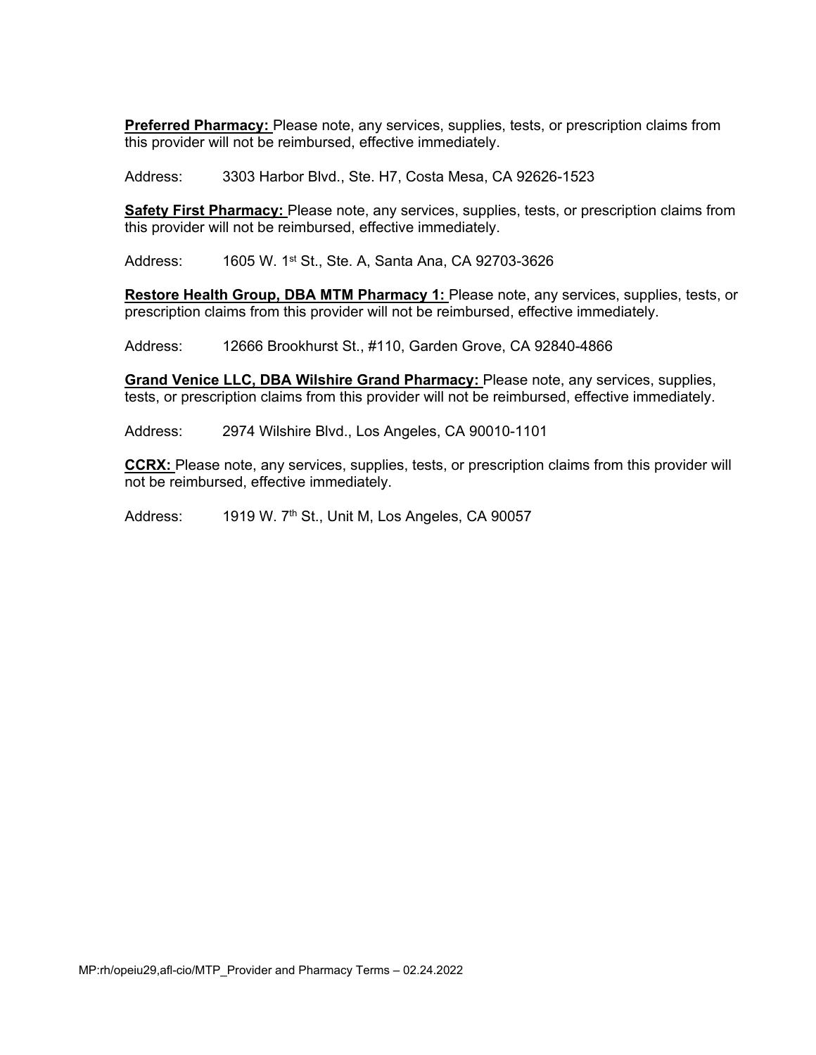**Preferred Pharmacy:** Please note, any services, supplies, tests, or prescription claims from this provider will not be reimbursed, effective immediately.

Address: 3303 Harbor Blvd., Ste. H7, Costa Mesa, CA 92626-1523

**Safety First Pharmacy:** Please note, any services, supplies, tests, or prescription claims from this provider will not be reimbursed, effective immediately.

Address: 1605 W. 1st St., Ste. A, Santa Ana, CA 92703-3626

**Restore Health Group, DBA MTM Pharmacy 1:** Please note, any services, supplies, tests, or prescription claims from this provider will not be reimbursed, effective immediately.

Address: 12666 Brookhurst St., #110, Garden Grove, CA 92840-4866

**Grand Venice LLC, DBA Wilshire Grand Pharmacy:** Please note, any services, supplies, tests, or prescription claims from this provider will not be reimbursed, effective immediately.

Address: 2974 Wilshire Blvd., Los Angeles, CA 90010-1101

**CCRX:** Please note, any services, supplies, tests, or prescription claims from this provider will not be reimbursed, effective immediately.

Address: 1919 W. 7th St., Unit M, Los Angeles, CA 90057

MP:rh/opeiu29,afl-cio/MTP_Provider and Pharmacy Terms – 02.24.2022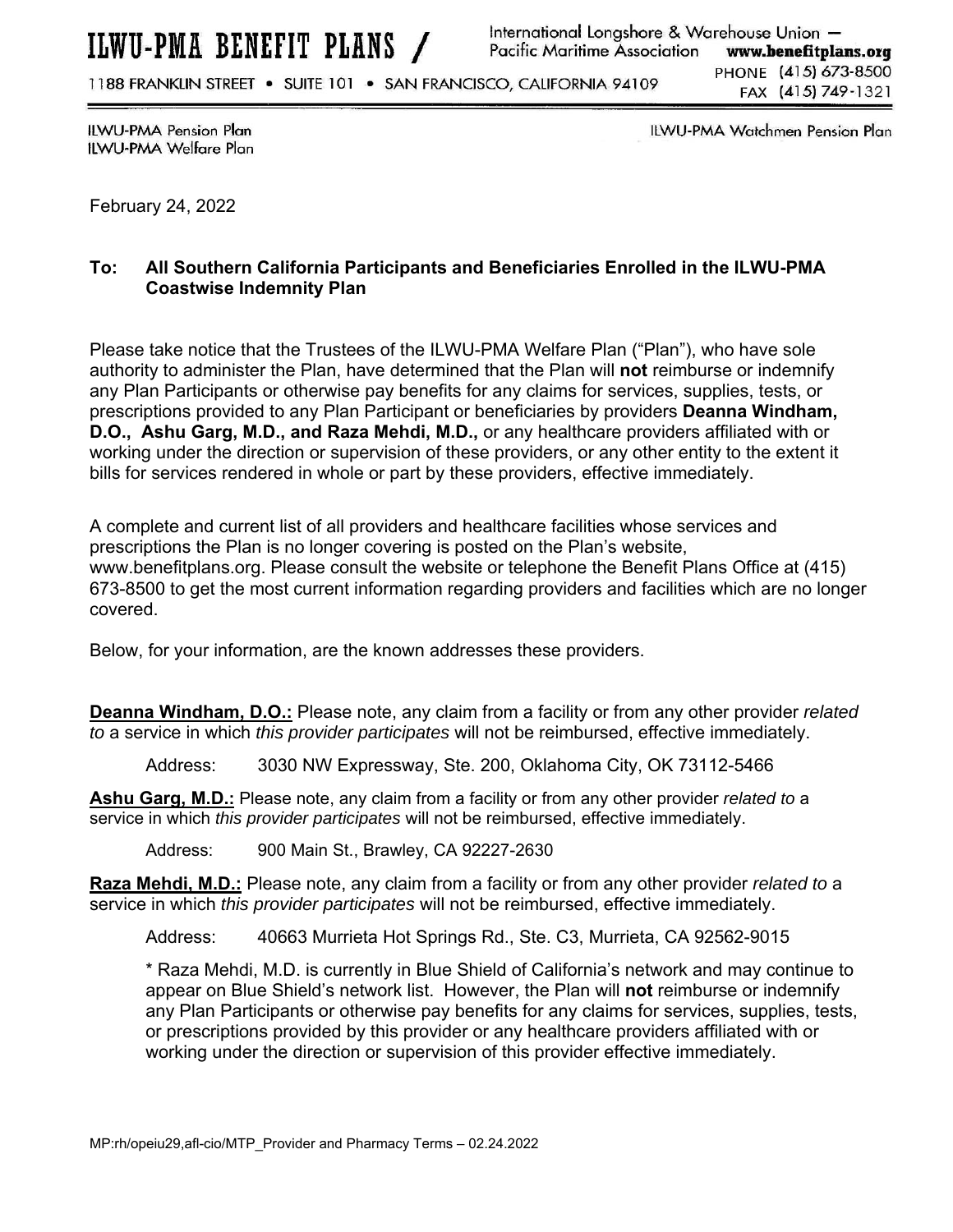# ILWU-PMA BENEFIT PLANS

International Longshore & Warehouse Union — Pacific Maritime Association **www.benefitplans.org**

1188 FRANKLIN STREET • SUITE 101 • SAN FRANCISCO, CALIFORNIA 94109

PHONE (415) 673-8500
FAX (415) 749-1321

ILWU-PMA Pension Plan
ILWU-PMA Welfare Plan

ILWU-PMA Watchmen Pension Plan

February 24, 2022

**To: All Southern California Participants and Beneficiaries Enrolled in the ILWU-PMA Coastwise Indemnity Plan**

Please take notice that the Trustees of the ILWU-PMA Welfare Plan ("Plan"), who have sole authority to administer the Plan, have determined that the Plan will **not** reimburse or indemnify any Plan Participants or otherwise pay benefits for any claims for services, supplies, tests, or prescriptions provided to any Plan Participant or beneficiaries by providers **Deanna Windham, D.O., Ashu Garg, M.D., and Raza Mehdi, M.D.,** or any healthcare providers affiliated with or working under the direction or supervision of these providers, or any other entity to the extent it bills for services rendered in whole or part by these providers, effective immediately.

A complete and current list of all providers and healthcare facilities whose services and prescriptions the Plan is no longer covering is posted on the Plan's website, www.benefitplans.org. Please consult the website or telephone the Benefit Plans Office at (415) 673-8500 to get the most current information regarding providers and facilities which are no longer covered.

Below, for your information, are the known addresses these providers.

**Deanna Windham, D.O.:** Please note, any claim from a facility or from any other provider *related to* a service in which *this provider participates* will not be reimbursed, effective immediately.

Address: 3030 NW Expressway, Ste. 200, Oklahoma City, OK 73112-5466

**Ashu Garg, M.D.:** Please note, any claim from a facility or from any other provider *related to* a service in which *this provider participates* will not be reimbursed, effective immediately.

Address: 900 Main St., Brawley, CA 92227-2630

**Raza Mehdi, M.D.:** Please note, any claim from a facility or from any other provider *related to* a service in which *this provider participates* will not be reimbursed, effective immediately.

Address: 40663 Murrieta Hot Springs Rd., Ste. C3, Murrieta, CA 92562-9015

* Raza Mehdi, M.D. is currently in Blue Shield of California's network and may continue to appear on Blue Shield's network list. However, the Plan will **not** reimburse or indemnify any Plan Participants or otherwise pay benefits for any claims for services, supplies, tests, or prescriptions provided by this provider or any healthcare providers affiliated with or working under the direction or supervision of this provider effective immediately.

MP:rh/opeiu29,afl-cio/MTP_Provider and Pharmacy Terms – 02.24.2022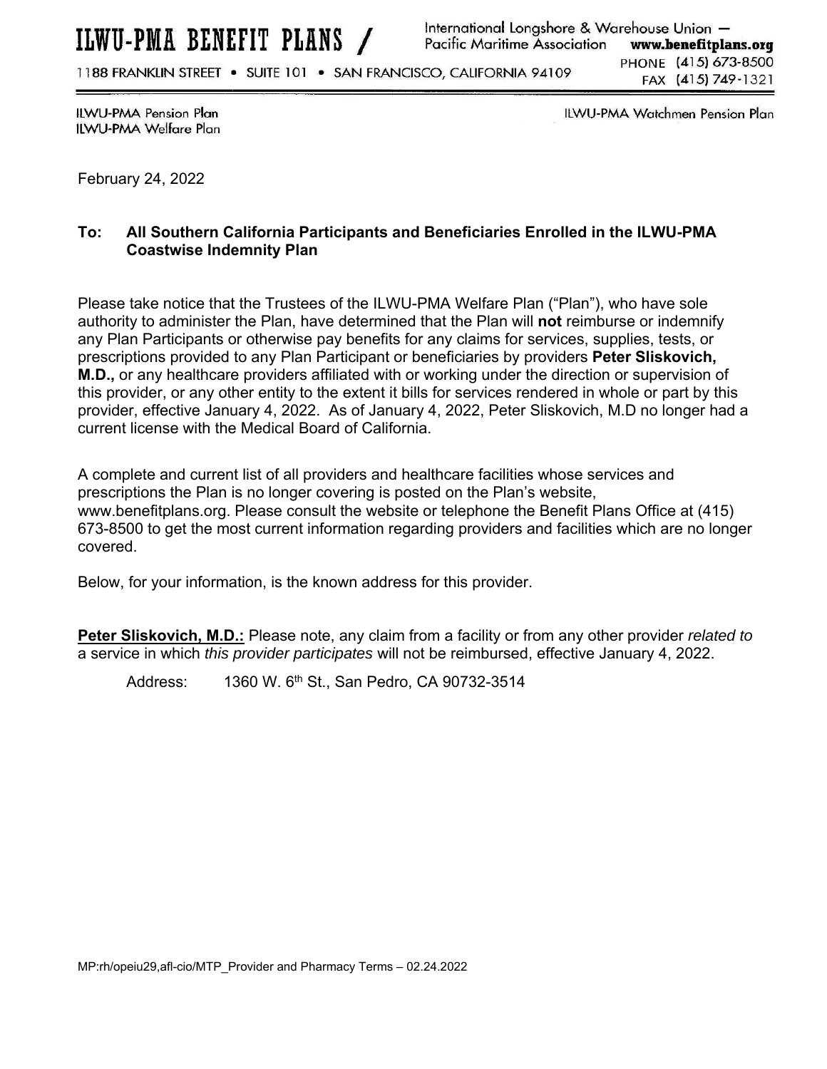ILWU-PMA BENEFIT PLANS / International Longshore & Warehouse Union — Pacific Maritime Association **www.benefitplans.org**

1188 FRANKLIN STREET • SUITE 101 • SAN FRANCISCO, CALIFORNIA 94109

PHONE (415) 673-8500
FAX (415) 749-1321

ILWU-PMA Pension Plan
ILWU-PMA Welfare Plan

ILWU-PMA Watchmen Pension Plan

February 24, 2022

**To: All Southern California Participants and Beneficiaries Enrolled in the ILWU-PMA Coastwise Indemnity Plan**

Please take notice that the Trustees of the ILWU-PMA Welfare Plan ("Plan"), who have sole authority to administer the Plan, have determined that the Plan will **not** reimburse or indemnify any Plan Participants or otherwise pay benefits for any claims for services, supplies, tests, or prescriptions provided to any Plan Participant or beneficiaries by providers **Peter Sliskovich, M.D.,** or any healthcare providers affiliated with or working under the direction or supervision of this provider, or any other entity to the extent it bills for services rendered in whole or part by this provider, effective January 4, 2022. As of January 4, 2022, Peter Sliskovich, M.D no longer had a current license with the Medical Board of California.

A complete and current list of all providers and healthcare facilities whose services and prescriptions the Plan is no longer covering is posted on the Plan's website, www.benefitplans.org. Please consult the website or telephone the Benefit Plans Office at (415) 673-8500 to get the most current information regarding providers and facilities which are no longer covered.

Below, for your information, is the known address for this provider.

**Peter Sliskovich, M.D.:** Please note, any claim from a facility or from any other provider *related to* a service in which *this provider participates* will not be reimbursed, effective January 4, 2022.

Address: 1360 W. 6th St., San Pedro, CA 90732-3514

MP:rh/opeiu29,afl-cio/MTP_Provider and Pharmacy Terms – 02.24.2022